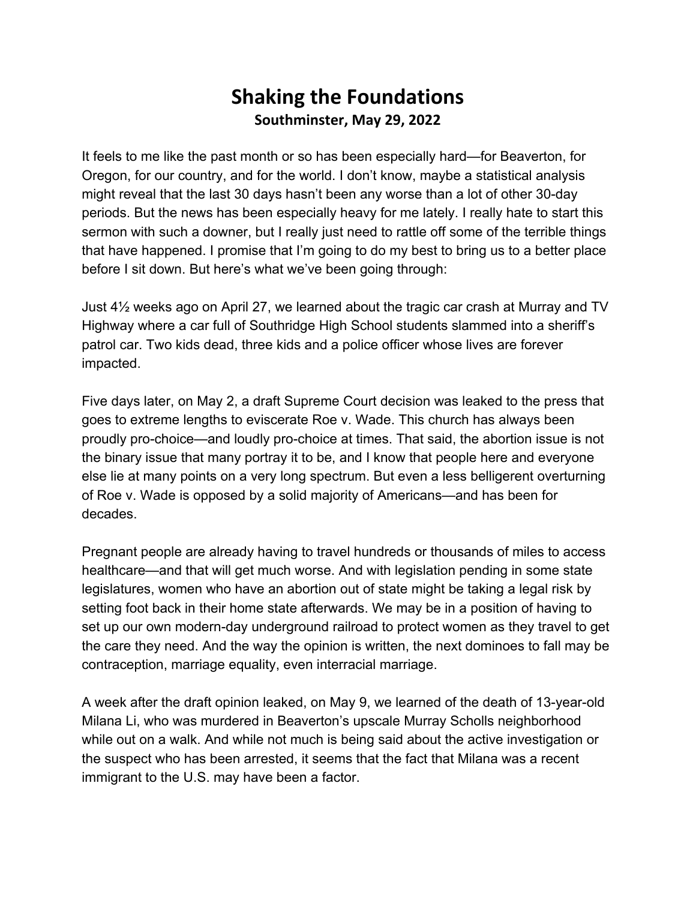# Shaking the Foundations

**Southminster, May 29, 2022**

It feels to me like the past month or so has been especially hard—for Beaverton, for Oregon, for our country, and for the world. I don't know, maybe a statistical analysis might reveal that the last 30 days hasn't been any worse than a lot of other 30-day periods. But the news has been especially heavy for me lately. I really hate to start this sermon with such a downer, but I really just need to rattle off some of the terrible things that have happened. I promise that I'm going to do my best to bring us to a better place before I sit down. But here's what we've been going through:

Just 4½ weeks ago on April 27, we learned about the tragic car crash at Murray and TV Highway where a car full of Southridge High School students slammed into a sheriff's patrol car. Two kids dead, three kids and a police officer whose lives are forever impacted.

Five days later, on May 2, a draft Supreme Court decision was leaked to the press that goes to extreme lengths to eviscerate Roe v. Wade. This church has always been proudly pro-choice—and loudly pro-choice at times. That said, the abortion issue is not the binary issue that many portray it to be, and I know that people here and everyone else lie at many points on a very long spectrum. But even a less belligerent overturning of Roe v. Wade is opposed by a solid majority of Americans—and has been for decades.

Pregnant people are already having to travel hundreds or thousands of miles to access healthcare—and that will get much worse. And with legislation pending in some state legislatures, women who have an abortion out of state might be taking a legal risk by setting foot back in their home state afterwards. We may be in a position of having to set up our own modern-day underground railroad to protect women as they travel to get the care they need. And the way the opinion is written, the next dominoes to fall may be contraception, marriage equality, even interracial marriage.

A week after the draft opinion leaked, on May 9, we learned of the death of 13-year-old Milana Li, who was murdered in Beaverton's upscale Murray Scholls neighborhood while out on a walk. And while not much is being said about the active investigation or the suspect who has been arrested, it seems that the fact that Milana was a recent immigrant to the U.S. may have been a factor.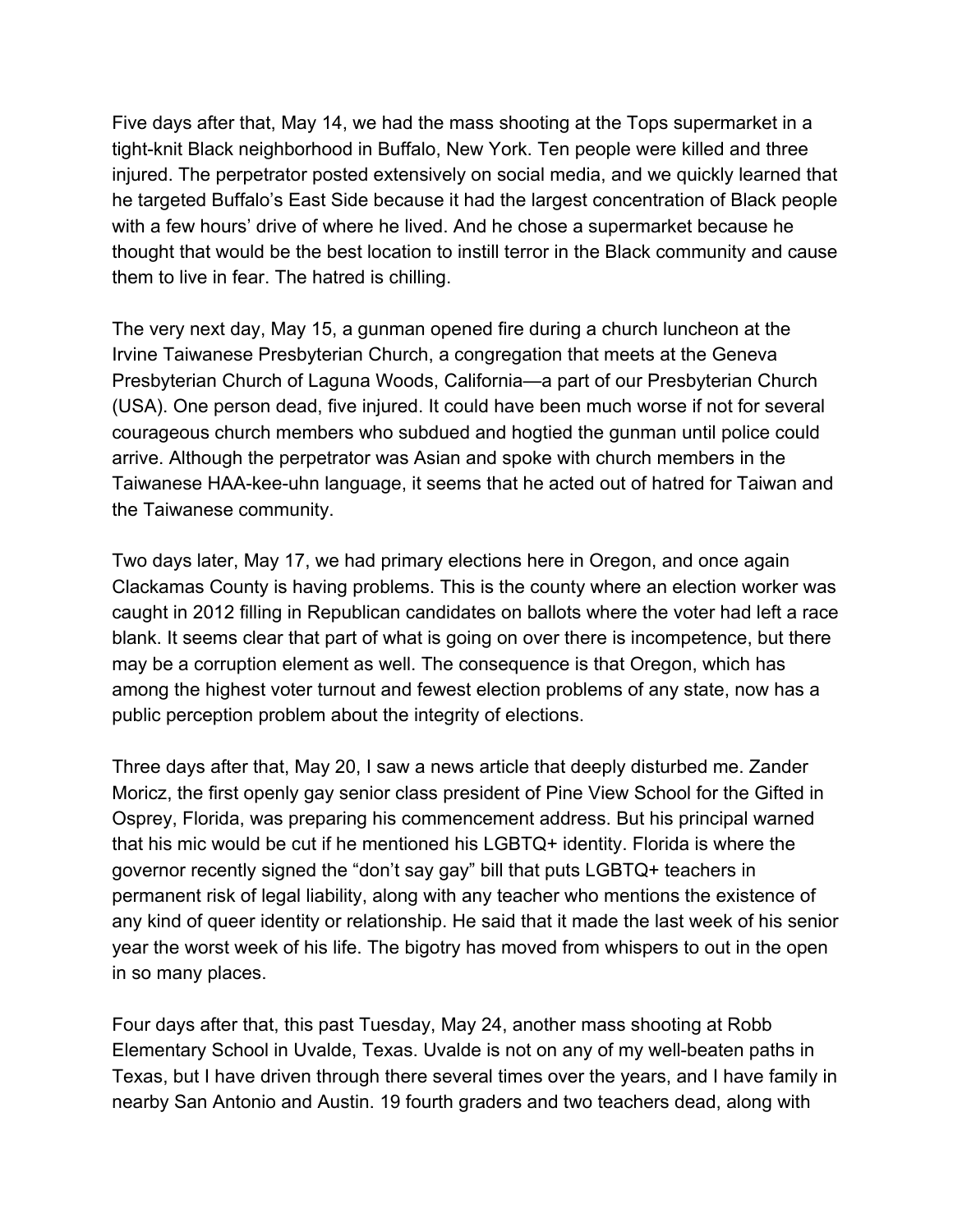Five days after that, May 14, we had the mass shooting at the Tops supermarket in a tight-knit Black neighborhood in Buffalo, New York. Ten people were killed and three injured. The perpetrator posted extensively on social media, and we quickly learned that he targeted Buffalo's East Side because it had the largest concentration of Black people with a few hours' drive of where he lived. And he chose a supermarket because he thought that would be the best location to instill terror in the Black community and cause them to live in fear. The hatred is chilling.

The very next day, May 15, a gunman opened fire during a church luncheon at the Irvine Taiwanese Presbyterian Church, a congregation that meets at the Geneva Presbyterian Church of Laguna Woods, California—a part of our Presbyterian Church (USA). One person dead, five injured. It could have been much worse if not for several courageous church members who subdued and hogtied the gunman until police could arrive. Although the perpetrator was Asian and spoke with church members in the Taiwanese HAA-kee-uhn language, it seems that he acted out of hatred for Taiwan and the Taiwanese community.

Two days later, May 17, we had primary elections here in Oregon, and once again Clackamas County is having problems. This is the county where an election worker was caught in 2012 filling in Republican candidates on ballots where the voter had left a race blank. It seems clear that part of what is going on over there is incompetence, but there may be a corruption element as well. The consequence is that Oregon, which has among the highest voter turnout and fewest election problems of any state, now has a public perception problem about the integrity of elections.

Three days after that, May 20, I saw a news article that deeply disturbed me. Zander Moricz, the first openly gay senior class president of Pine View School for the Gifted in Osprey, Florida, was preparing his commencement address. But his principal warned that his mic would be cut if he mentioned his LGBTQ+ identity. Florida is where the governor recently signed the "don't say gay" bill that puts LGBTQ+ teachers in permanent risk of legal liability, along with any teacher who mentions the existence of any kind of queer identity or relationship. He said that it made the last week of his senior year the worst week of his life. The bigotry has moved from whispers to out in the open in so many places.

Four days after that, this past Tuesday, May 24, another mass shooting at Robb Elementary School in Uvalde, Texas. Uvalde is not on any of my well-beaten paths in Texas, but I have driven through there several times over the years, and I have family in nearby San Antonio and Austin. 19 fourth graders and two teachers dead, along with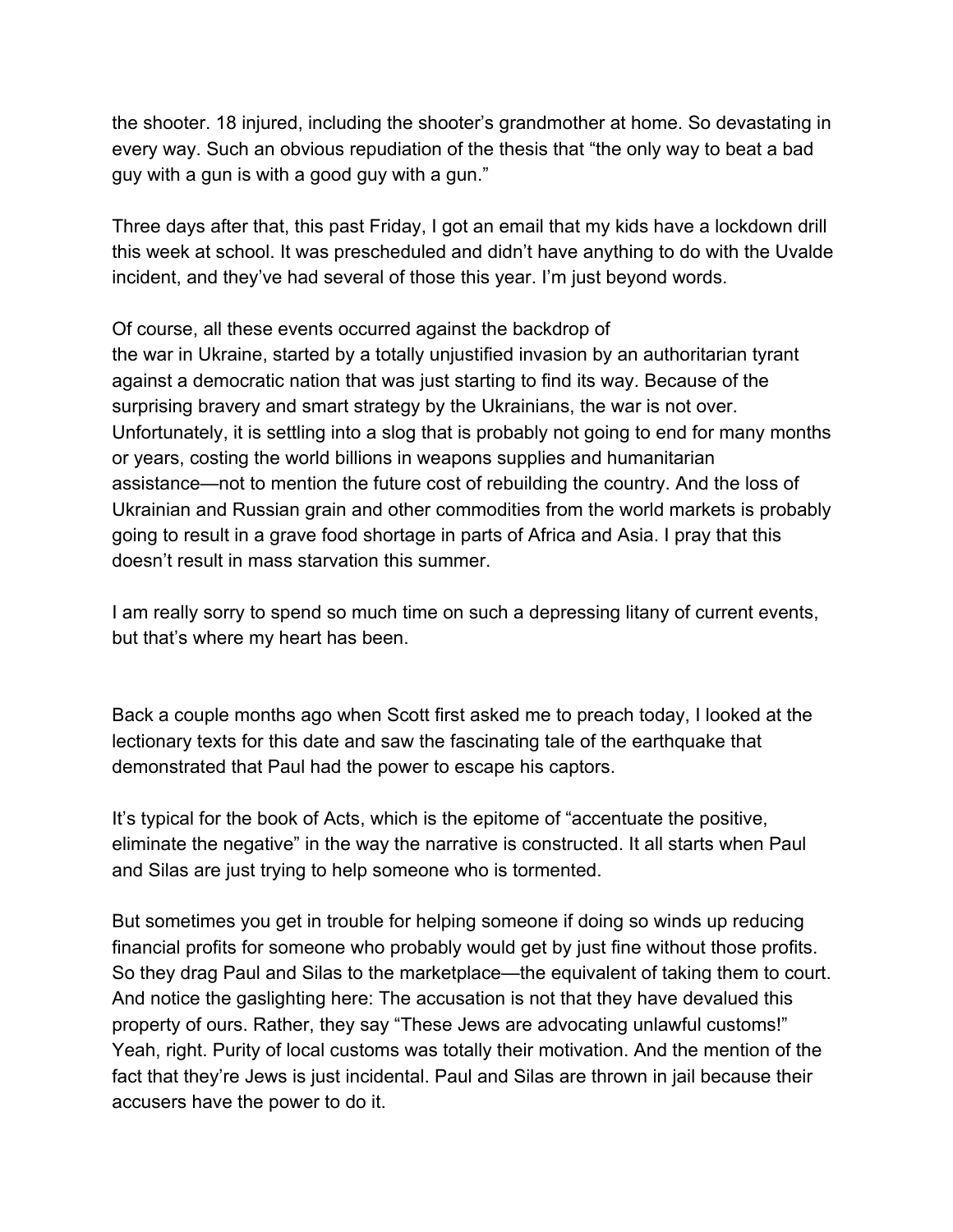the shooter. 18 injured, including the shooter's grandmother at home. So devastating in every way. Such an obvious repudiation of the thesis that "the only way to beat a bad guy with a gun is with a good guy with a gun."

Three days after that, this past Friday, I got an email that my kids have a lockdown drill this week at school. It was prescheduled and didn't have anything to do with the Uvalde incident, and they've had several of those this year. I'm just beyond words.

Of course, all these events occurred against the backdrop of the war in Ukraine, started by a totally unjustified invasion by an authoritarian tyrant against a democratic nation that was just starting to find its way. Because of the surprising bravery and smart strategy by the Ukrainians, the war is not over. Unfortunately, it is settling into a slog that is probably not going to end for many months or years, costing the world billions in weapons supplies and humanitarian assistance—not to mention the future cost of rebuilding the country. And the loss of Ukrainian and Russian grain and other commodities from the world markets is probably going to result in a grave food shortage in parts of Africa and Asia. I pray that this doesn't result in mass starvation this summer.

I am really sorry to spend so much time on such a depressing litany of current events, but that's where my heart has been.

Back a couple months ago when Scott first asked me to preach today, I looked at the lectionary texts for this date and saw the fascinating tale of the earthquake that demonstrated that Paul had the power to escape his captors.

It's typical for the book of Acts, which is the epitome of "accentuate the positive, eliminate the negative" in the way the narrative is constructed. It all starts when Paul and Silas are just trying to help someone who is tormented.

But sometimes you get in trouble for helping someone if doing so winds up reducing financial profits for someone who probably would get by just fine without those profits. So they drag Paul and Silas to the marketplace—the equivalent of taking them to court. And notice the gaslighting here: The accusation is not that they have devalued this property of ours. Rather, they say "These Jews are advocating unlawful customs!" Yeah, right. Purity of local customs was totally their motivation. And the mention of the fact that they're Jews is just incidental. Paul and Silas are thrown in jail because their accusers have the power to do it.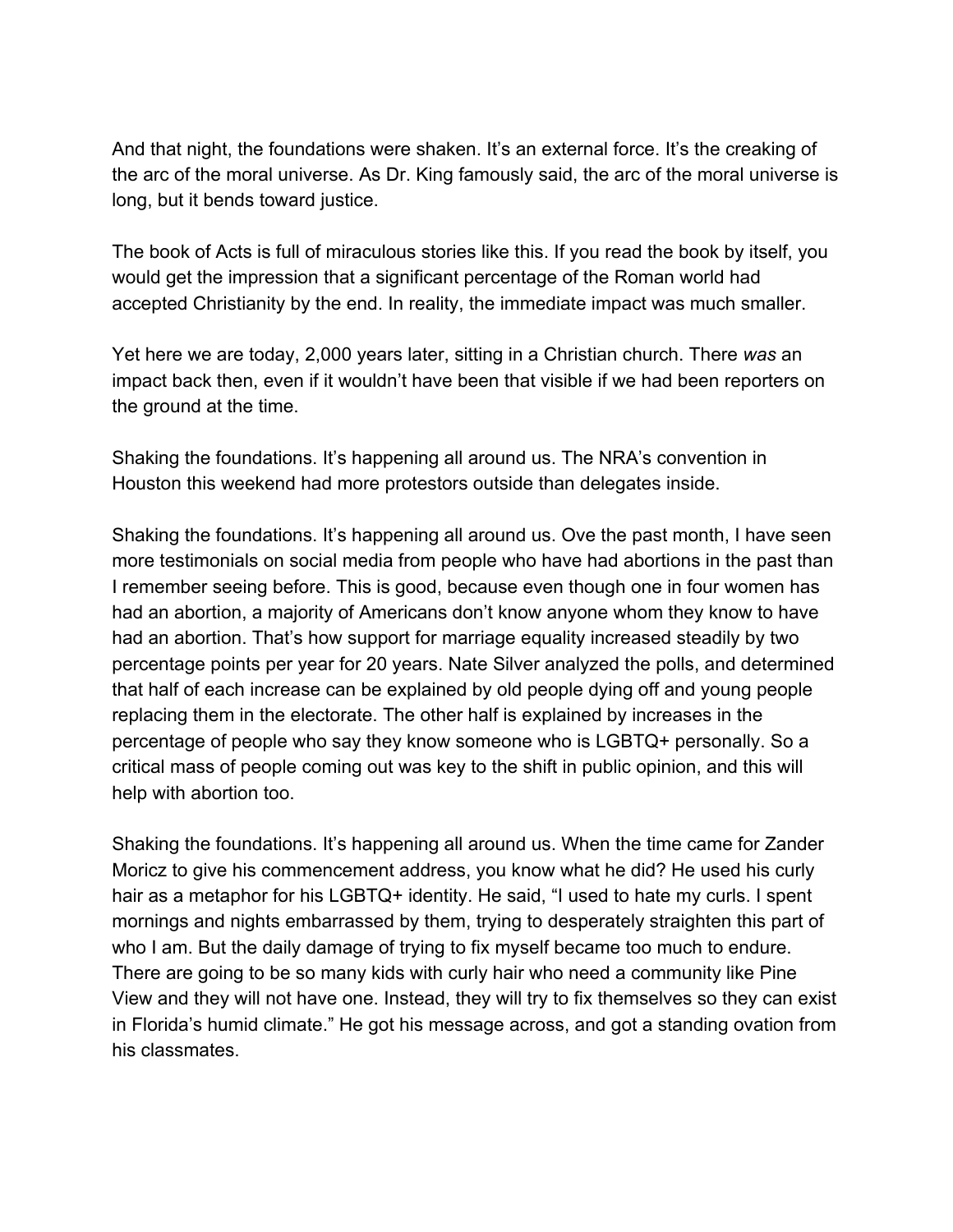And that night, the foundations were shaken. It's an external force. It's the creaking of the arc of the moral universe. As Dr. King famously said, the arc of the moral universe is long, but it bends toward justice.

The book of Acts is full of miraculous stories like this. If you read the book by itself, you would get the impression that a significant percentage of the Roman world had accepted Christianity by the end. In reality, the immediate impact was much smaller.

Yet here we are today, 2,000 years later, sitting in a Christian church. There *was* an impact back then, even if it wouldn't have been that visible if we had been reporters on the ground at the time.

Shaking the foundations. It's happening all around us. The NRA's convention in Houston this weekend had more protestors outside than delegates inside.

Shaking the foundations. It's happening all around us. Ove the past month, I have seen more testimonials on social media from people who have had abortions in the past than I remember seeing before. This is good, because even though one in four women has had an abortion, a majority of Americans don't know anyone whom they know to have had an abortion. That's how support for marriage equality increased steadily by two percentage points per year for 20 years. Nate Silver analyzed the polls, and determined that half of each increase can be explained by old people dying off and young people replacing them in the electorate. The other half is explained by increases in the percentage of people who say they know someone who is LGBTQ+ personally. So a critical mass of people coming out was key to the shift in public opinion, and this will help with abortion too.

Shaking the foundations. It's happening all around us. When the time came for Zander Moricz to give his commencement address, you know what he did? He used his curly hair as a metaphor for his LGBTQ+ identity. He said, "I used to hate my curls. I spent mornings and nights embarrassed by them, trying to desperately straighten this part of who I am. But the daily damage of trying to fix myself became too much to endure. There are going to be so many kids with curly hair who need a community like Pine View and they will not have one. Instead, they will try to fix themselves so they can exist in Florida's humid climate." He got his message across, and got a standing ovation from his classmates.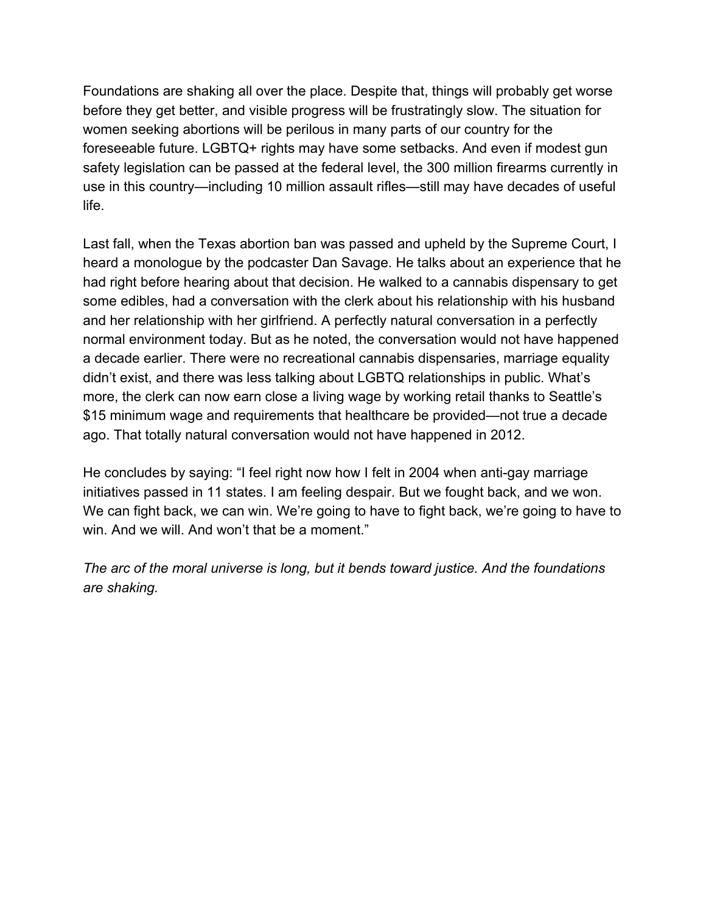Foundations are shaking all over the place. Despite that, things will probably get worse before they get better, and visible progress will be frustratingly slow. The situation for women seeking abortions will be perilous in many parts of our country for the foreseeable future. LGBTQ+ rights may have some setbacks. And even if modest gun safety legislation can be passed at the federal level, the 300 million firearms currently in use in this country—including 10 million assault rifles—still may have decades of useful life.

Last fall, when the Texas abortion ban was passed and upheld by the Supreme Court, I heard a monologue by the podcaster Dan Savage. He talks about an experience that he had right before hearing about that decision. He walked to a cannabis dispensary to get some edibles, had a conversation with the clerk about his relationship with his husband and her relationship with her girlfriend. A perfectly natural conversation in a perfectly normal environment today. But as he noted, the conversation would not have happened a decade earlier. There were no recreational cannabis dispensaries, marriage equality didn't exist, and there was less talking about LGBTQ relationships in public. What's more, the clerk can now earn close a living wage by working retail thanks to Seattle's $15 minimum wage and requirements that healthcare be provided—not true a decade ago. That totally natural conversation would not have happened in 2012.

He concludes by saying: "I feel right now how I felt in 2004 when anti-gay marriage initiatives passed in 11 states. I am feeling despair. But we fought back, and we won. We can fight back, we can win. We're going to have to fight back, we're going to have to win. And we will. And won't that be a moment."

*The arc of the moral universe is long, but it bends toward justice. And the foundations are shaking.*